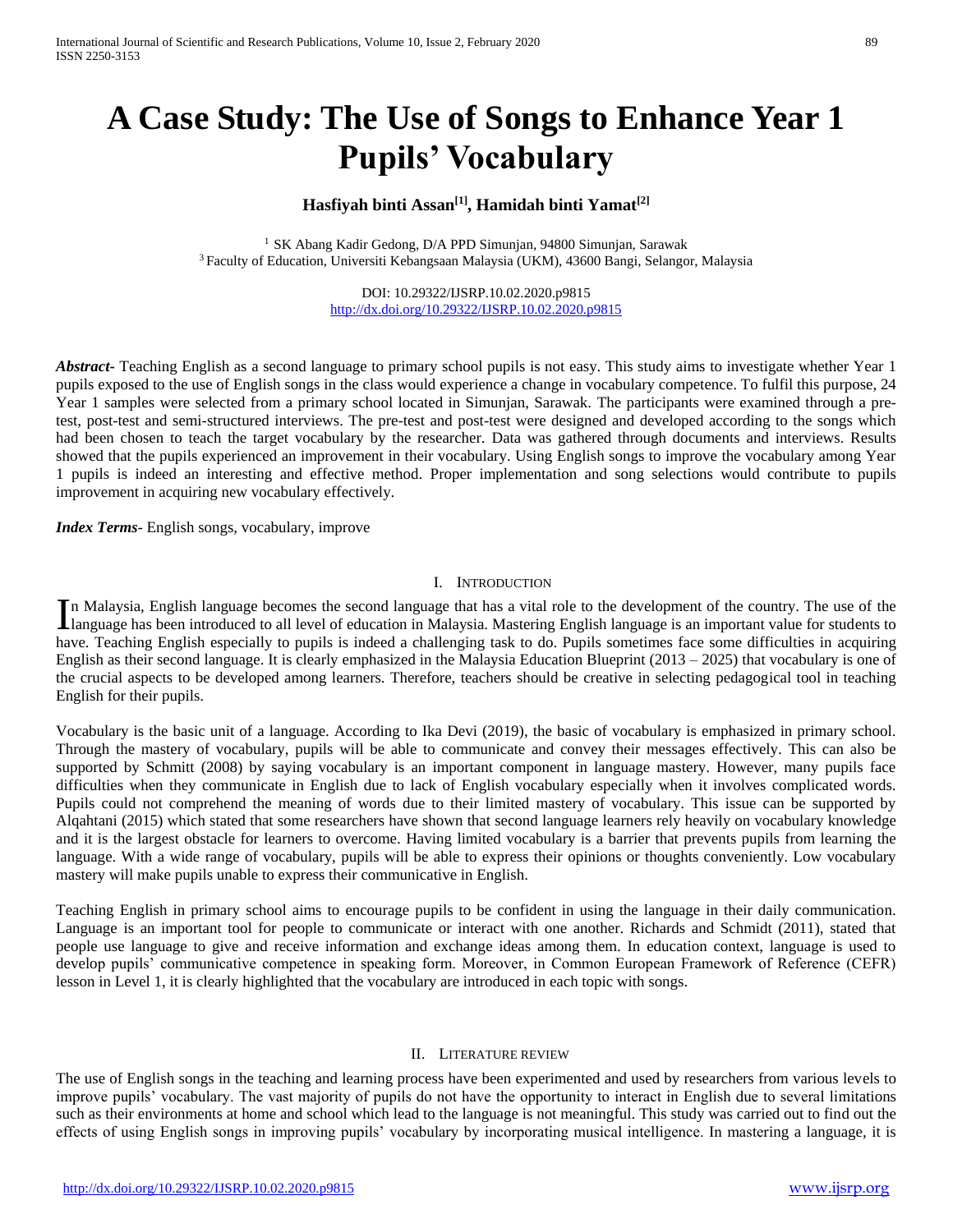# A Case Study: The Use of Songs to Enhance Year 1 Pupils' Vocabulary

**Hasfiyah binti Assan[1], Hamidah binti Yamat[2]**

[1] SK Abang Kadir Gedong, D/A PPD Simunjan, 94800 Simunjan, Sarawak
[3] Faculty of Education, Universiti Kebangsaan Malaysia (UKM), 43600 Bangi, Selangor, Malaysia

DOI: 10.29322/IJSRP.10.02.2020.p9815
http://dx.doi.org/10.29322/IJSRP.10.02.2020.p9815

***Abstract***- Teaching English as a second language to primary school pupils is not easy. This study aims to investigate whether Year 1 pupils exposed to the use of English songs in the class would experience a change in vocabulary competence. To fulfil this purpose, 24 Year 1 samples were selected from a primary school located in Simunjan, Sarawak. The participants were examined through a pre-test, post-test and semi-structured interviews. The pre-test and post-test were designed and developed according to the songs which had been chosen to teach the target vocabulary by the researcher. Data was gathered through documents and interviews. Results showed that the pupils experienced an improvement in their vocabulary. Using English songs to improve the vocabulary among Year 1 pupils is indeed an interesting and effective method. Proper implementation and song selections would contribute to pupils improvement in acquiring new vocabulary effectively.

***Index Terms***- English songs, vocabulary, improve

## I. Introduction

In Malaysia, English language becomes the second language that has a vital role to the development of the country. The use of the language has been introduced to all level of education in Malaysia. Mastering English language is an important value for students to have. Teaching English especially to pupils is indeed a challenging task to do. Pupils sometimes face some difficulties in acquiring English as their second language. It is clearly emphasized in the Malaysia Education Blueprint (2013 – 2025) that vocabulary is one of the crucial aspects to be developed among learners. Therefore, teachers should be creative in selecting pedagogical tool in teaching English for their pupils.

Vocabulary is the basic unit of a language. According to Ika Devi (2019), the basic of vocabulary is emphasized in primary school. Through the mastery of vocabulary, pupils will be able to communicate and convey their messages effectively. This can also be supported by Schmitt (2008) by saying vocabulary is an important component in language mastery. However, many pupils face difficulties when they communicate in English due to lack of English vocabulary especially when it involves complicated words. Pupils could not comprehend the meaning of words due to their limited mastery of vocabulary. This issue can be supported by Alqahtani (2015) which stated that some researchers have shown that second language learners rely heavily on vocabulary knowledge and it is the largest obstacle for learners to overcome. Having limited vocabulary is a barrier that prevents pupils from learning the language. With a wide range of vocabulary, pupils will be able to express their opinions or thoughts conveniently. Low vocabulary mastery will make pupils unable to express their communicative in English.

Teaching English in primary school aims to encourage pupils to be confident in using the language in their daily communication. Language is an important tool for people to communicate or interact with one another. Richards and Schmidt (2011), stated that people use language to give and receive information and exchange ideas among them. In education context, language is used to develop pupils' communicative competence in speaking form. Moreover, in Common European Framework of Reference (CEFR) lesson in Level 1, it is clearly highlighted that the vocabulary are introduced in each topic with songs.

## II. Literature review

The use of English songs in the teaching and learning process have been experimented and used by researchers from various levels to improve pupils' vocabulary. The vast majority of pupils do not have the opportunity to interact in English due to several limitations such as their environments at home and school which lead to the language is not meaningful. This study was carried out to find out the effects of using English songs in improving pupils' vocabulary by incorporating musical intelligence. In mastering a language, it is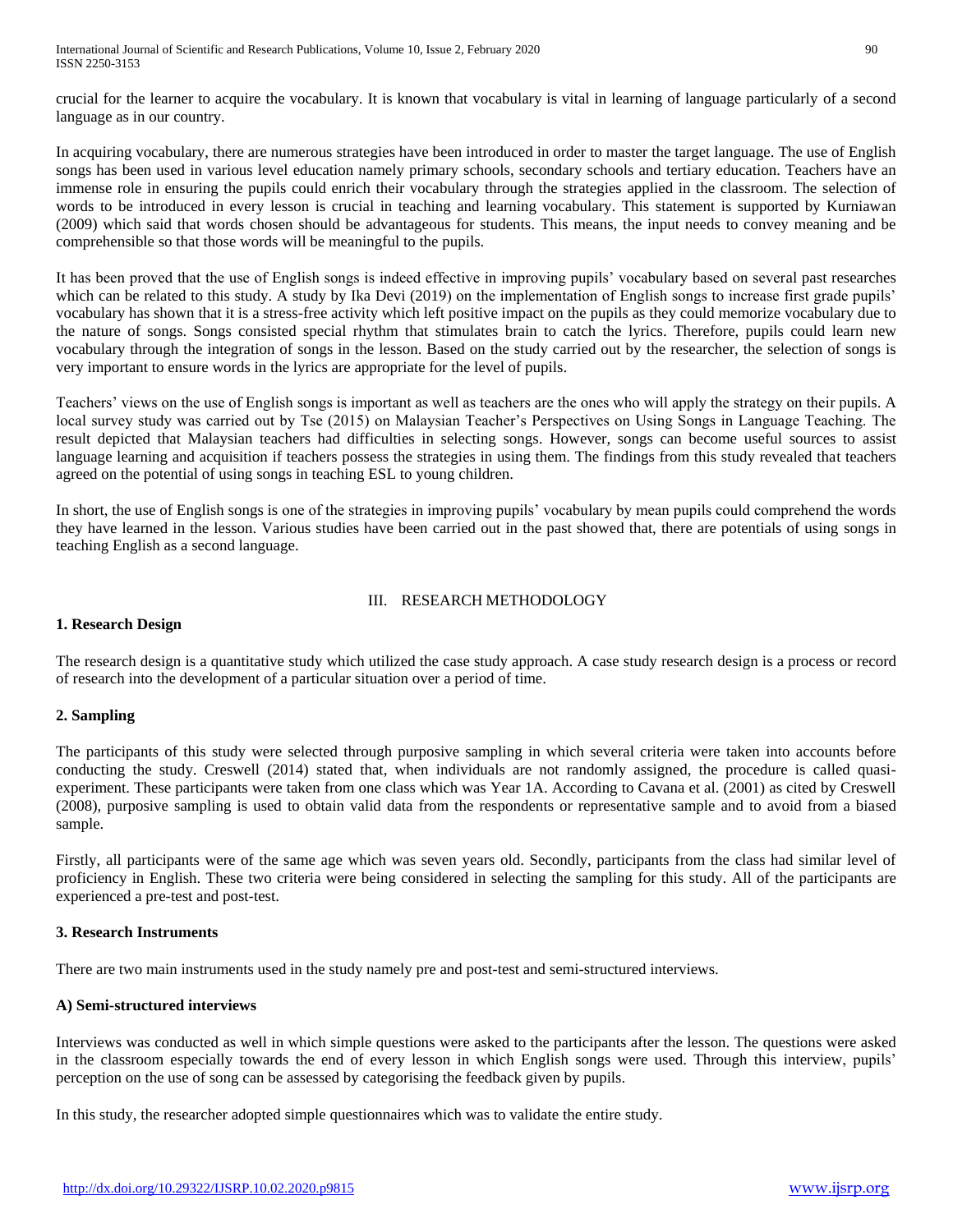crucial for the learner to acquire the vocabulary. It is known that vocabulary is vital in learning of language particularly of a second language as in our country.

In acquiring vocabulary, there are numerous strategies have been introduced in order to master the target language. The use of English songs has been used in various level education namely primary schools, secondary schools and tertiary education. Teachers have an immense role in ensuring the pupils could enrich their vocabulary through the strategies applied in the classroom. The selection of words to be introduced in every lesson is crucial in teaching and learning vocabulary. This statement is supported by Kurniawan (2009) which said that words chosen should be advantageous for students. This means, the input needs to convey meaning and be comprehensible so that those words will be meaningful to the pupils.

It has been proved that the use of English songs is indeed effective in improving pupils' vocabulary based on several past researches which can be related to this study. A study by Ika Devi (2019) on the implementation of English songs to increase first grade pupils' vocabulary has shown that it is a stress-free activity which left positive impact on the pupils as they could memorize vocabulary due to the nature of songs. Songs consisted special rhythm that stimulates brain to catch the lyrics. Therefore, pupils could learn new vocabulary through the integration of songs in the lesson. Based on the study carried out by the researcher, the selection of songs is very important to ensure words in the lyrics are appropriate for the level of pupils.

Teachers' views on the use of English songs is important as well as teachers are the ones who will apply the strategy on their pupils. A local survey study was carried out by Tse (2015) on Malaysian Teacher's Perspectives on Using Songs in Language Teaching. The result depicted that Malaysian teachers had difficulties in selecting songs. However, songs can become useful sources to assist language learning and acquisition if teachers possess the strategies in using them. The findings from this study revealed that teachers agreed on the potential of using songs in teaching ESL to young children.

In short, the use of English songs is one of the strategies in improving pupils' vocabulary by mean pupils could comprehend the words they have learned in the lesson. Various studies have been carried out in the past showed that, there are potentials of using songs in teaching English as a second language.

## III. RESEARCH METHODOLOGY

### 1. Research Design

The research design is a quantitative study which utilized the case study approach. A case study research design is a process or record of research into the development of a particular situation over a period of time.

### 2. Sampling

The participants of this study were selected through purposive sampling in which several criteria were taken into accounts before conducting the study. Creswell (2014) stated that, when individuals are not randomly assigned, the procedure is called quasi-experiment. These participants were taken from one class which was Year 1A. According to Cavana et al. (2001) as cited by Creswell (2008), purposive sampling is used to obtain valid data from the respondents or representative sample and to avoid from a biased sample.

Firstly, all participants were of the same age which was seven years old. Secondly, participants from the class had similar level of proficiency in English. These two criteria were being considered in selecting the sampling for this study. All of the participants are experienced a pre-test and post-test.

### 3. Research Instruments

There are two main instruments used in the study namely pre and post-test and semi-structured interviews.

#### A) Semi-structured interviews

Interviews was conducted as well in which simple questions were asked to the participants after the lesson. The questions were asked in the classroom especially towards the end of every lesson in which English songs were used. Through this interview, pupils' perception on the use of song can be assessed by categorising the feedback given by pupils.

In this study, the researcher adopted simple questionnaires which was to validate the entire study.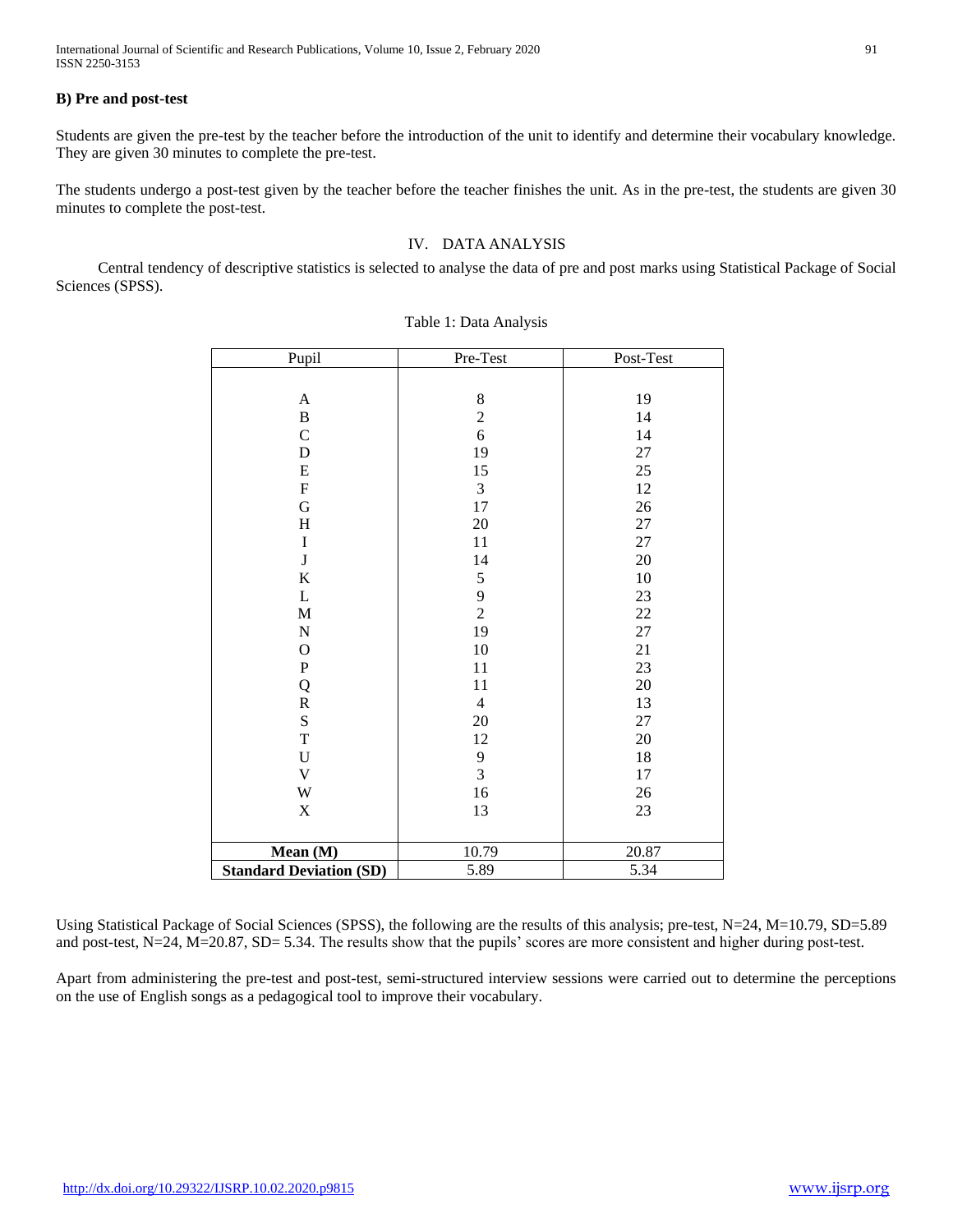### B) Pre and post-test

Students are given the pre-test by the teacher before the introduction of the unit to identify and determine their vocabulary knowledge. They are given 30 minutes to complete the pre-test.

The students undergo a post-test given by the teacher before the teacher finishes the unit. As in the pre-test, the students are given 30 minutes to complete the post-test.

## IV. DATA ANALYSIS

Central tendency of descriptive statistics is selected to analyse the data of pre and post marks using Statistical Package of Social Sciences (SPSS).

Table 1: Data Analysis

| Pupil | Pre-Test | Post-Test |
|---|---|---|
| A | 8 | 19 |
| B | 2 | 14 |
| C | 6 | 14 |
| D | 19 | 27 |
| E | 15 | 25 |
| F | 3 | 12 |
| G | 17 | 26 |
| H | 20 | 27 |
| I | 11 | 27 |
| J | 14 | 20 |
| K | 5 | 10 |
| L | 9 | 23 |
| M | 2 | 22 |
| N | 19 | 27 |
| O | 10 | 21 |
| P | 11 | 23 |
| Q | 11 | 20 |
| R | 4 | 13 |
| S | 20 | 27 |
| T | 12 | 20 |
| U | 9 | 18 |
| V | 3 | 17 |
| W | 16 | 26 |
| X | 13 | 23 |
| **Mean (M)** | 10.79 | 20.87 |
| **Standard Deviation (SD)** | 5.89 | 5.34 |

Using Statistical Package of Social Sciences (SPSS), the following are the results of this analysis; pre-test, N=24, M=10.79, SD=5.89 and post-test, N=24, M=20.87, SD= 5.34. The results show that the pupils' scores are more consistent and higher during post-test.

Apart from administering the pre-test and post-test, semi-structured interview sessions were carried out to determine the perceptions on the use of English songs as a pedagogical tool to improve their vocabulary.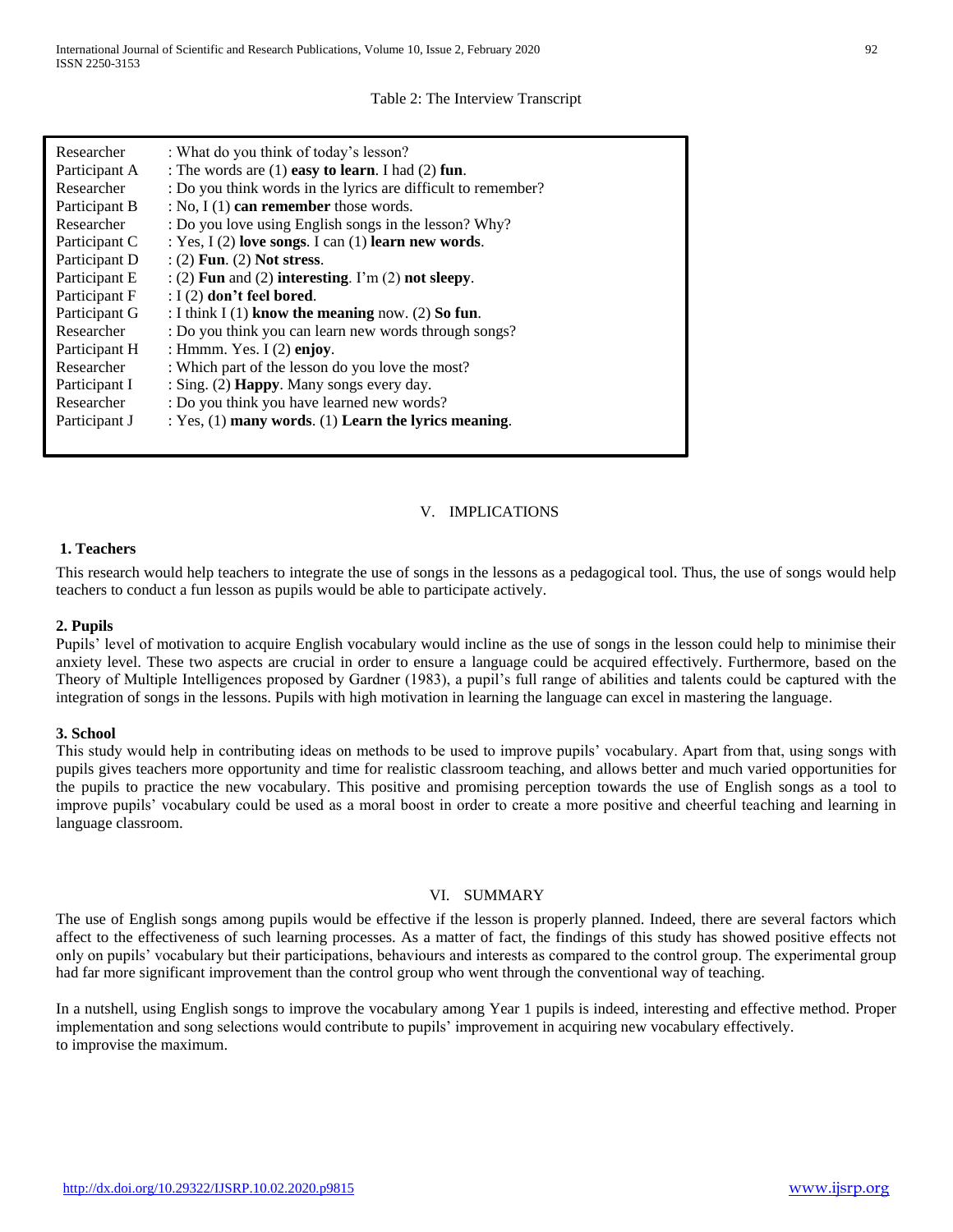Table 2: The Interview Transcript

| Speaker | Utterance |
|---|---|
| Researcher | : What do you think of today's lesson? |
| Participant A | : The words are (1) **easy to learn**. I had (2) **fun**. |
| Researcher | : Do you think words in the lyrics are difficult to remember? |
| Participant B | : No, I (1) **can remember** those words. |
| Researcher | : Do you love using English songs in the lesson? Why? |
| Participant C | : Yes, I (2) **love songs**. I can (1) **learn new words**. |
| Participant D | : (2) **Fun**. (2) **Not stress**. |
| Participant E | : (2) **Fun** and (2) **interesting**. I'm (2) **not sleepy**. |
| Participant F | : I (2) **don't feel bored**. |
| Participant G | : I think I (1) **know the meaning** now. (2) **So fun**. |
| Researcher | : Do you think you can learn new words through songs? |
| Participant H | : Hmmm. Yes. I (2) **enjoy**. |
| Researcher | : Which part of the lesson do you love the most? |
| Participant I | : Sing. (2) **Happy**. Many songs every day. |
| Researcher | : Do you think you have learned new words? |
| Participant J | : Yes, (1) **many words**. (1) **Learn the lyrics meaning**. |

## V. IMPLICATIONS

### 1. Teachers

This research would help teachers to integrate the use of songs in the lessons as a pedagogical tool. Thus, the use of songs would help teachers to conduct a fun lesson as pupils would be able to participate actively.

### 2. Pupils

Pupils' level of motivation to acquire English vocabulary would incline as the use of songs in the lesson could help to minimise their anxiety level. These two aspects are crucial in order to ensure a language could be acquired effectively. Furthermore, based on the Theory of Multiple Intelligences proposed by Gardner (1983), a pupil's full range of abilities and talents could be captured with the integration of songs in the lessons. Pupils with high motivation in learning the language can excel in mastering the language.

### 3. School

This study would help in contributing ideas on methods to be used to improve pupils' vocabulary. Apart from that, using songs with pupils gives teachers more opportunity and time for realistic classroom teaching, and allows better and much varied opportunities for the pupils to practice the new vocabulary. This positive and promising perception towards the use of English songs as a tool to improve pupils' vocabulary could be used as a moral boost in order to create a more positive and cheerful teaching and learning in language classroom.

## VI. SUMMARY

The use of English songs among pupils would be effective if the lesson is properly planned. Indeed, there are several factors which affect to the effectiveness of such learning processes. As a matter of fact, the findings of this study has showed positive effects not only on pupils' vocabulary but their participations, behaviours and interests as compared to the control group. The experimental group had far more significant improvement than the control group who went through the conventional way of teaching.

In a nutshell, using English songs to improve the vocabulary among Year 1 pupils is indeed, interesting and effective method. Proper implementation and song selections would contribute to pupils' improvement in acquiring new vocabulary effectively.
to improvise the maximum.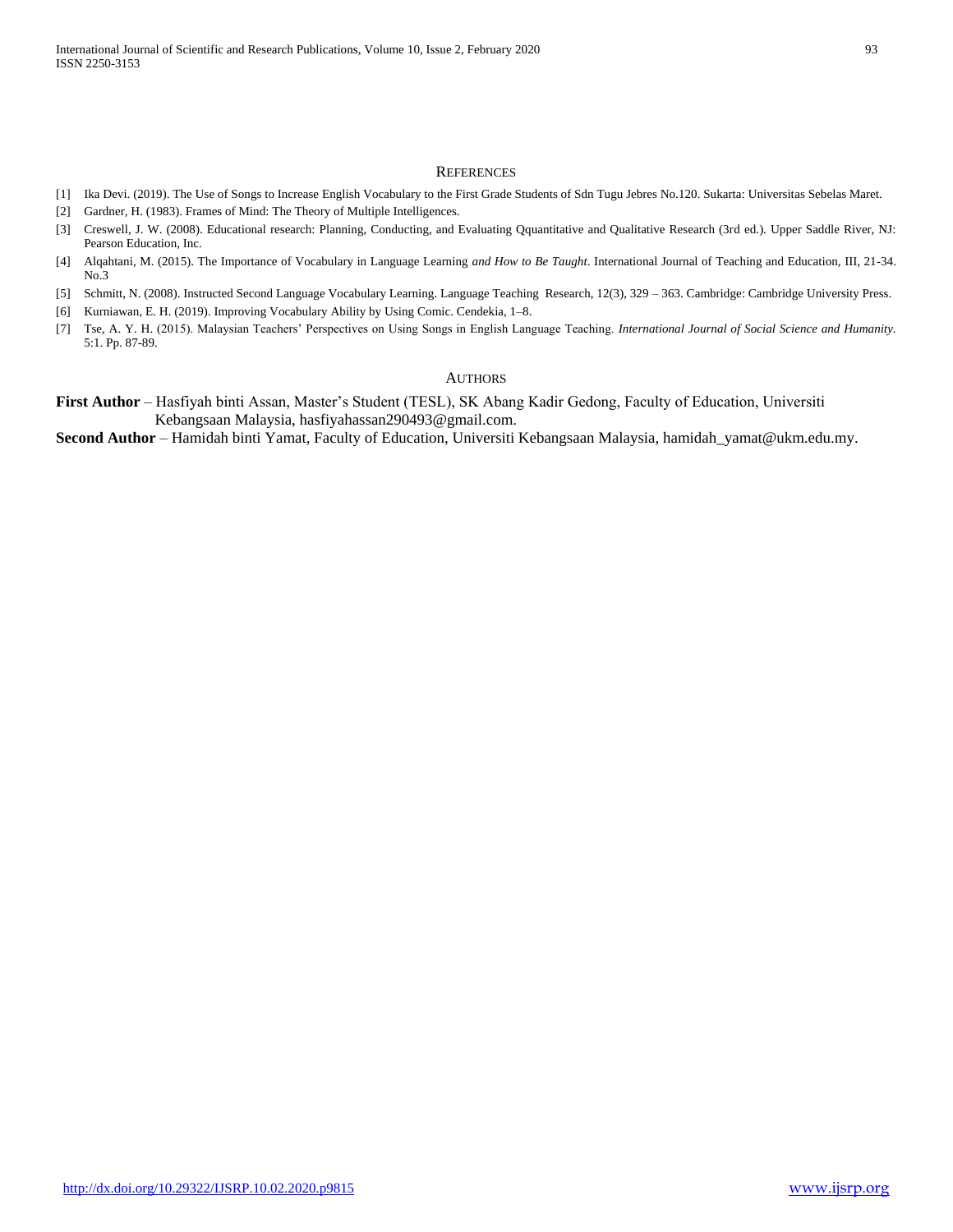## REFERENCES

[1] Ika Devi. (2019). The Use of Songs to Increase English Vocabulary to the First Grade Students of Sdn Tugu Jebres No.120. Sukarta: Universitas Sebelas Maret.

[2] Gardner, H. (1983). Frames of Mind: The Theory of Multiple Intelligences.

[3] Creswell, J. W. (2008). Educational research: Planning, Conducting, and Evaluating Qquantitative and Qualitative Research (3rd ed.). Upper Saddle River, NJ: Pearson Education, Inc.

[4] Alqahtani, M. (2015). The Importance of Vocabulary in Language Learning *and How to Be Taught*. International Journal of Teaching and Education, III, 21-34. No.3

[5] Schmitt, N. (2008). Instructed Second Language Vocabulary Learning. Language Teaching Research, 12(3), 329 – 363. Cambridge: Cambridge University Press.

[6] Kurniawan, E. H. (2019). Improving Vocabulary Ability by Using Comic. Cendekia, 1–8.

[7] Tse, A. Y. H. (2015). Malaysian Teachers' Perspectives on Using Songs in English Language Teaching. *International Journal of Social Science and Humanity*. 5:1. Pp. 87-89.

## AUTHORS

**First Author** – Hasfiyah binti Assan, Master's Student (TESL), SK Abang Kadir Gedong, Faculty of Education, Universiti Kebangsaan Malaysia, hasfiyahassan290493@gmail.com.

**Second Author** – Hamidah binti Yamat, Faculty of Education, Universiti Kebangsaan Malaysia, hamidah_yamat@ukm.edu.my.